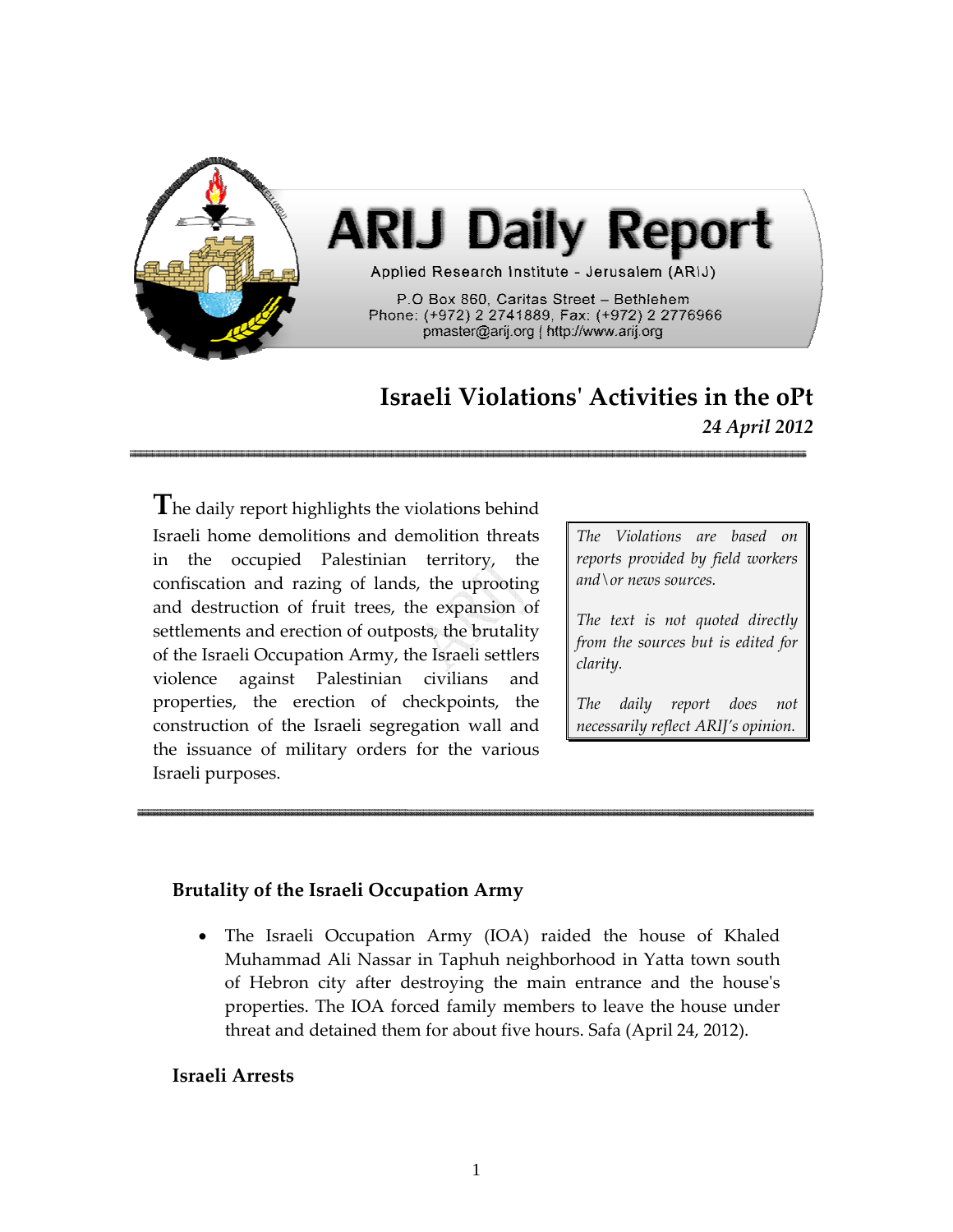# ARIJ Daily Report

Applied Research Institute - Jerusalem (ARIJ)

P.O Box 860, Caritas Street – Bethlehem
Phone: (+972) 2 2741889, Fax: (+972) 2 2776966
pmaster@arij.org | http://www.arij.org

## Israeli Violations' Activities in the oPt

*24 April 2012*

The daily report highlights the violations behind Israeli home demolitions and demolition threats in the occupied Palestinian territory, the confiscation and razing of lands, the uprooting and destruction of fruit trees, the expansion of settlements and erection of outposts, the brutality of the Israeli Occupation Army, the Israeli settlers violence against Palestinian civilians and properties, the erection of checkpoints, the construction of the Israeli segregation wall and the issuance of military orders for the various Israeli purposes.

*The Violations are based on reports provided by field workers and\or news sources.*

*The text is not quoted directly from the sources but is edited for clarity.*

*The daily report does not necessarily reflect ARIJ's opinion.*

### Brutality of the Israeli Occupation Army

- The Israeli Occupation Army (IOA) raided the house of Khaled Muhammad Ali Nassar in Taphuh neighborhood in Yatta town south of Hebron city after destroying the main entrance and the house's properties. The IOA forced family members to leave the house under threat and detained them for about five hours. Safa (April 24, 2012).

### Israeli Arrests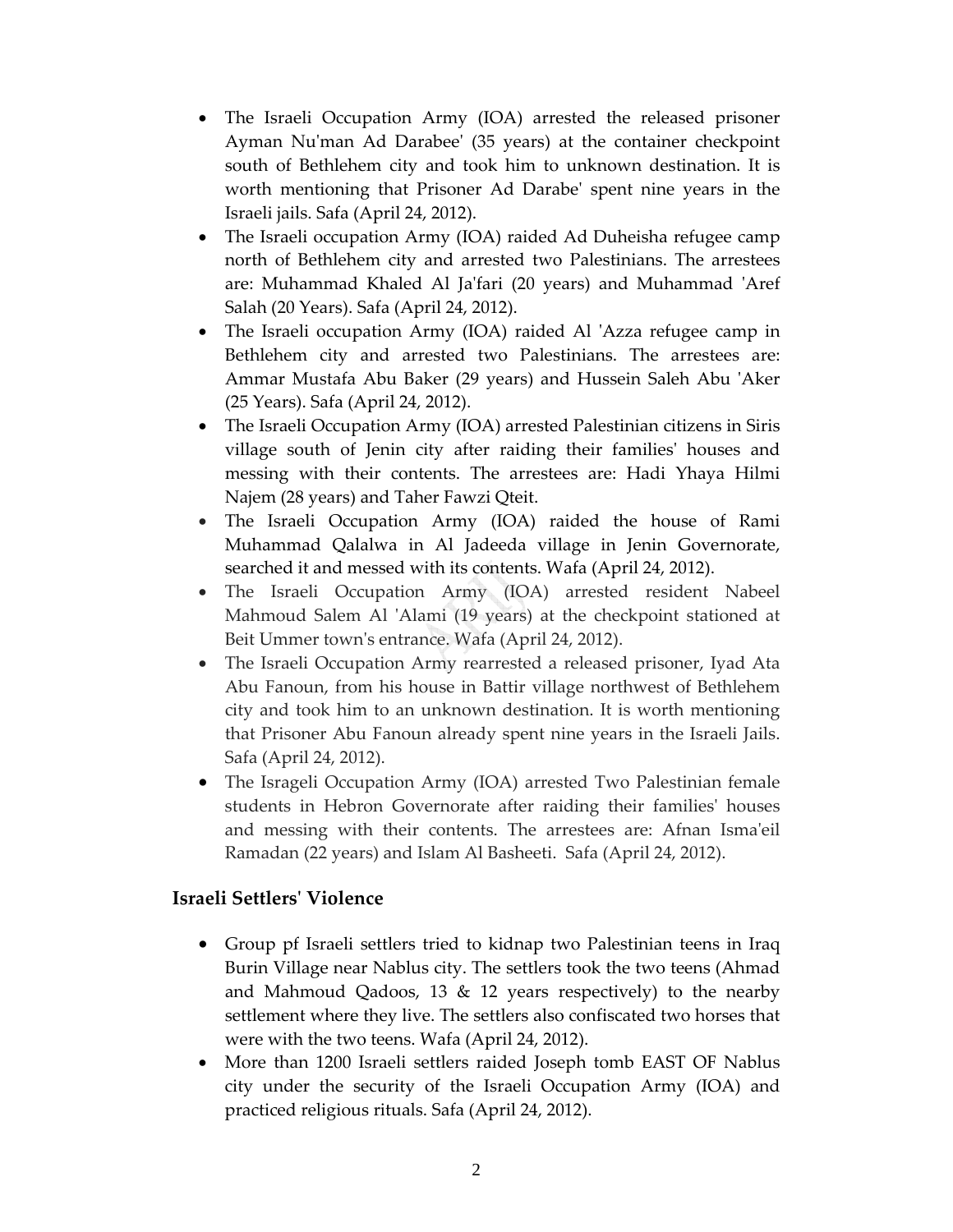- The Israeli Occupation Army (IOA) arrested the released prisoner Ayman Nu'man Ad Darabee' (35 years) at the container checkpoint south of Bethlehem city and took him to unknown destination. It is worth mentioning that Prisoner Ad Darabe' spent nine years in the Israeli jails. Safa (April 24, 2012).
- The Israeli occupation Army (IOA) raided Ad Duheisha refugee camp north of Bethlehem city and arrested two Palestinians. The arrestees are: Muhammad Khaled Al Ja'fari (20 years) and Muhammad 'Aref Salah (20 Years). Safa (April 24, 2012).
- The Israeli occupation Army (IOA) raided Al 'Azza refugee camp in Bethlehem city and arrested two Palestinians. The arrestees are: Ammar Mustafa Abu Baker (29 years) and Hussein Saleh Abu 'Aker (25 Years). Safa (April 24, 2012).
- The Israeli Occupation Army (IOA) arrested Palestinian citizens in Siris village south of Jenin city after raiding their families' houses and messing with their contents. The arrestees are: Hadi Yhaya Hilmi Najem (28 years) and Taher Fawzi Qteit.
- The Israeli Occupation Army (IOA) raided the house of Rami Muhammad Qalalwa in Al Jadeeda village in Jenin Governorate, searched it and messed with its contents. Wafa (April 24, 2012).
- The Israeli Occupation Army (IOA) arrested resident Nabeel Mahmoud Salem Al 'Alami (19 years) at the checkpoint stationed at Beit Ummer town's entrance. Wafa (April 24, 2012).
- The Israeli Occupation Army rearrested a released prisoner, Iyad Ata Abu Fanoun, from his house in Battir village northwest of Bethlehem city and took him to an unknown destination. It is worth mentioning that Prisoner Abu Fanoun already spent nine years in the Israeli Jails. Safa (April 24, 2012).
- The Isrageli Occupation Army (IOA) arrested Two Palestinian female students in Hebron Governorate after raiding their families' houses and messing with their contents. The arrestees are: Afnan Isma'eil Ramadan (22 years) and Islam Al Basheeti. Safa (April 24, 2012).

## Israeli Settlers' Violence

- Group pf Israeli settlers tried to kidnap two Palestinian teens in Iraq Burin Village near Nablus city. The settlers took the two teens (Ahmad and Mahmoud Qadoos, 13 & 12 years respectively) to the nearby settlement where they live. The settlers also confiscated two horses that were with the two teens. Wafa (April 24, 2012).
- More than 1200 Israeli settlers raided Joseph tomb EAST OF Nablus city under the security of the Israeli Occupation Army (IOA) and practiced religious rituals. Safa (April 24, 2012).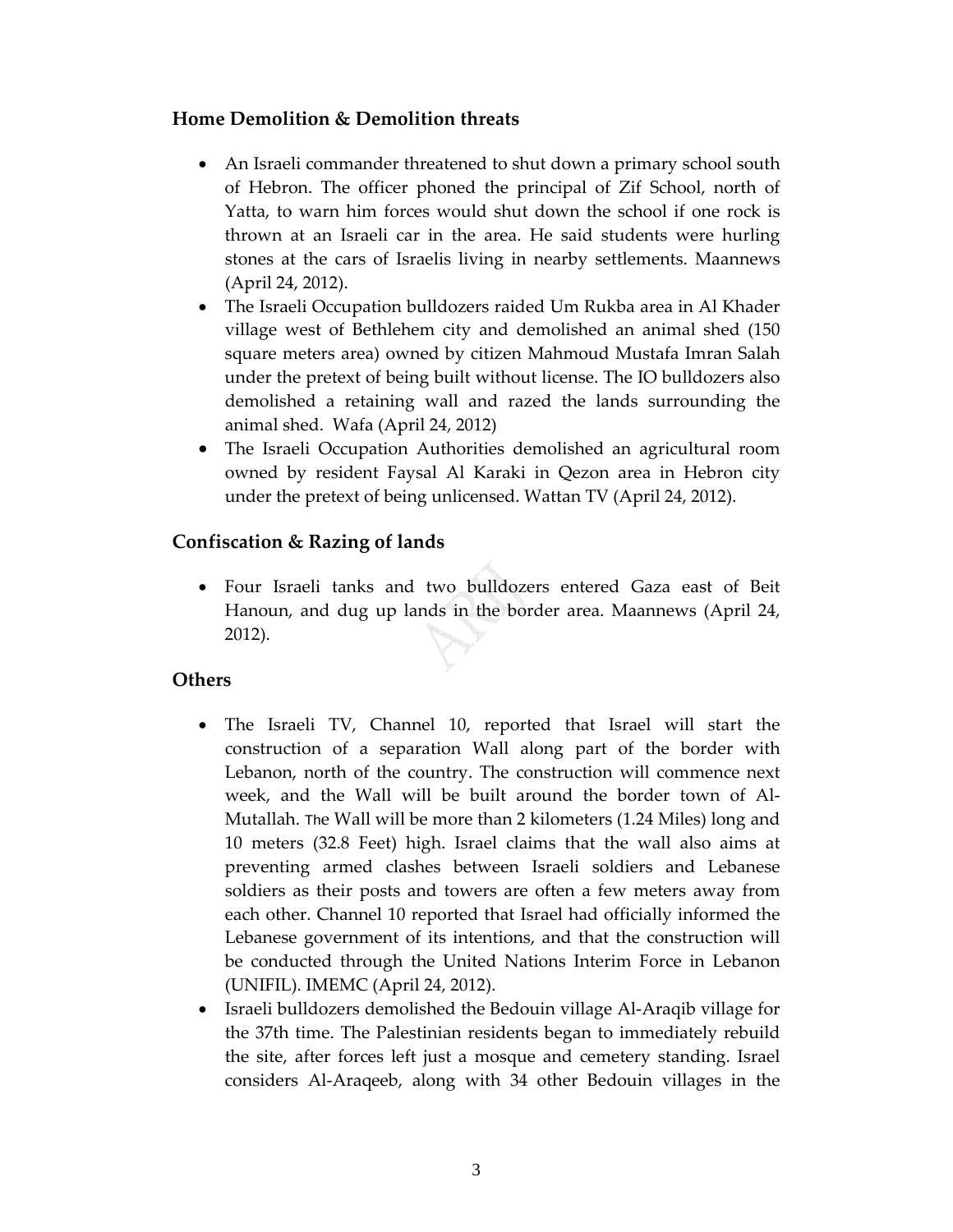## Home Demolition & Demolition threats

- An Israeli commander threatened to shut down a primary school south of Hebron. The officer phoned the principal of Zif School, north of Yatta, to warn him forces would shut down the school if one rock is thrown at an Israeli car in the area. He said students were hurling stones at the cars of Israelis living in nearby settlements. Maannews (April 24, 2012).
- The Israeli Occupation bulldozers raided Um Rukba area in Al Khader village west of Bethlehem city and demolished an animal shed (150 square meters area) owned by citizen Mahmoud Mustafa Imran Salah under the pretext of being built without license. The IO bulldozers also demolished a retaining wall and razed the lands surrounding the animal shed. Wafa (April 24, 2012)
- The Israeli Occupation Authorities demolished an agricultural room owned by resident Faysal Al Karaki in Qezon area in Hebron city under the pretext of being unlicensed. Wattan TV (April 24, 2012).

## Confiscation & Razing of lands

- Four Israeli tanks and two bulldozers entered Gaza east of Beit Hanoun, and dug up lands in the border area. Maannews (April 24, 2012).

## Others

- The Israeli TV, Channel 10, reported that Israel will start the construction of a separation Wall along part of the border with Lebanon, north of the country. The construction will commence next week, and the Wall will be built around the border town of Al-Mutallah. The Wall will be more than 2 kilometers (1.24 Miles) long and 10 meters (32.8 Feet) high. Israel claims that the wall also aims at preventing armed clashes between Israeli soldiers and Lebanese soldiers as their posts and towers are often a few meters away from each other. Channel 10 reported that Israel had officially informed the Lebanese government of its intentions, and that the construction will be conducted through the United Nations Interim Force in Lebanon (UNIFIL). IMEMC (April 24, 2012).
- Israeli bulldozers demolished the Bedouin village Al-Araqib village for the 37th time. The Palestinian residents began to immediately rebuild the site, after forces left just a mosque and cemetery standing. Israel considers Al-Araqeeb, along with 34 other Bedouin villages in the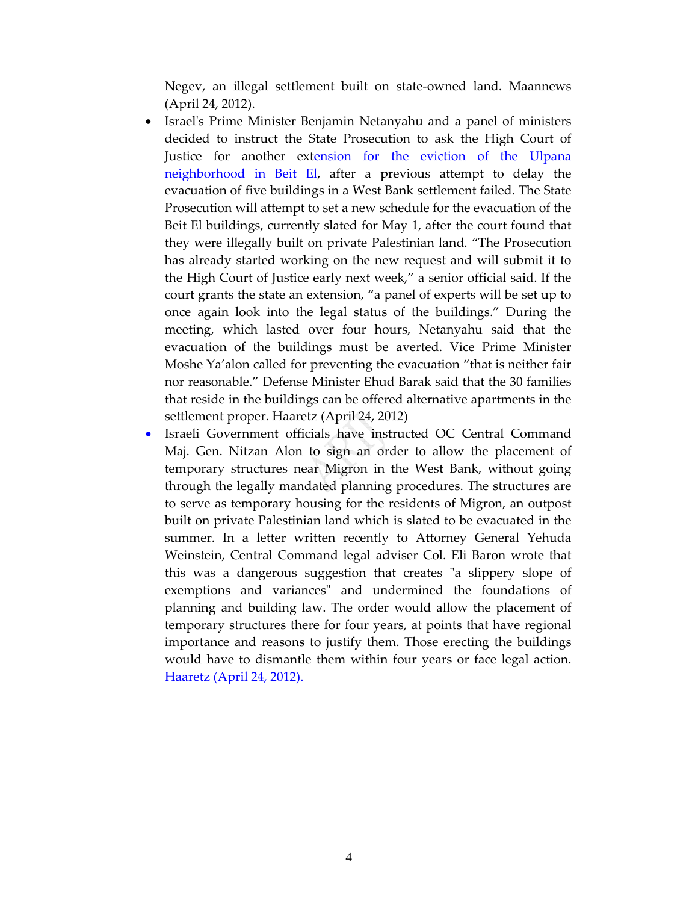Negev, an illegal settlement built on state-owned land. Maannews (April 24, 2012).

- Israel's Prime Minister Benjamin Netanyahu and a panel of ministers decided to instruct the State Prosecution to ask the High Court of Justice for another extension for the eviction of the Ulpana neighborhood in Beit El, after a previous attempt to delay the evacuation of five buildings in a West Bank settlement failed. The State Prosecution will attempt to set a new schedule for the evacuation of the Beit El buildings, currently slated for May 1, after the court found that they were illegally built on private Palestinian land. "The Prosecution has already started working on the new request and will submit it to the High Court of Justice early next week," a senior official said. If the court grants the state an extension, "a panel of experts will be set up to once again look into the legal status of the buildings." During the meeting, which lasted over four hours, Netanyahu said that the evacuation of the buildings must be averted. Vice Prime Minister Moshe Ya'alon called for preventing the evacuation "that is neither fair nor reasonable." Defense Minister Ehud Barak said that the 30 families that reside in the buildings can be offered alternative apartments in the settlement proper. Haaretz (April 24, 2012)
- Israeli Government officials have instructed OC Central Command Maj. Gen. Nitzan Alon to sign an order to allow the placement of temporary structures near Migron in the West Bank, without going through the legally mandated planning procedures. The structures are to serve as temporary housing for the residents of Migron, an outpost built on private Palestinian land which is slated to be evacuated in the summer. In a letter written recently to Attorney General Yehuda Weinstein, Central Command legal adviser Col. Eli Baron wrote that this was a dangerous suggestion that creates "a slippery slope of exemptions and variances" and undermined the foundations of planning and building law. The order would allow the placement of temporary structures there for four years, at points that have regional importance and reasons to justify them. Those erecting the buildings would have to dismantle them within four years or face legal action. Haaretz (April 24, 2012).